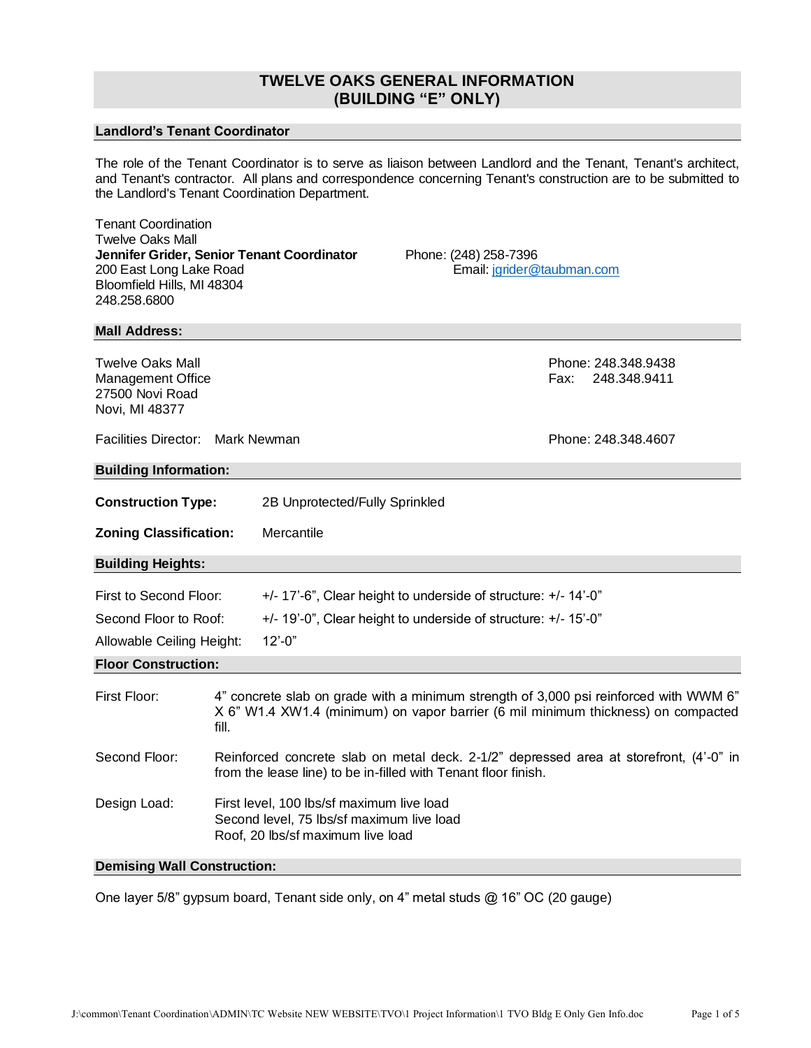# TWELVE OAKS GENERAL INFORMATION (BUILDING "E" ONLY)

## Landlord's Tenant Coordinator

The role of the Tenant Coordinator is to serve as liaison between Landlord and the Tenant, Tenant's architect, and Tenant's contractor. All plans and correspondence concerning Tenant's construction are to be submitted to the Landlord's Tenant Coordination Department.

Tenant Coordination
Twelve Oaks Mall
**Jennifer Grider, Senior Tenant Coordinator**
200 East Long Lake Road
Bloomfield Hills, MI 48304
248.258.6800

Phone: (248) 258-7396
Email: jgrider@taubman.com

## Mall Address:

Twelve Oaks Mall
Management Office
27500 Novi Road
Novi, MI 48377

Phone: 248.348.9438
Fax: 248.348.9411

Facilities Director: Mark Newman — Phone: 248.348.4607

## Building Information:

**Construction Type:** 2B Unprotected/Fully Sprinkled

**Zoning Classification:** Mercantile

## Building Heights:

First to Second Floor: +/- 17'-6", Clear height to underside of structure: +/- 14'-0"

Second Floor to Roof: +/- 19'-0", Clear height to underside of structure: +/- 15'-0"

Allowable Ceiling Height: 12'-0"

## Floor Construction:

First Floor: 4" concrete slab on grade with a minimum strength of 3,000 psi reinforced with WWM 6" X 6" W1.4 XW1.4 (minimum) on vapor barrier (6 mil minimum thickness) on compacted fill.

Second Floor: Reinforced concrete slab on metal deck. 2-1/2" depressed area at storefront, (4'-0" in from the lease line) to be in-filled with Tenant floor finish.

Design Load:
First level, 100 lbs/sf maximum live load
Second level, 75 lbs/sf maximum live load
Roof, 20 lbs/sf maximum live load

## Demising Wall Construction:

One layer 5/8" gypsum board, Tenant side only, on 4" metal studs @ 16" OC (20 gauge)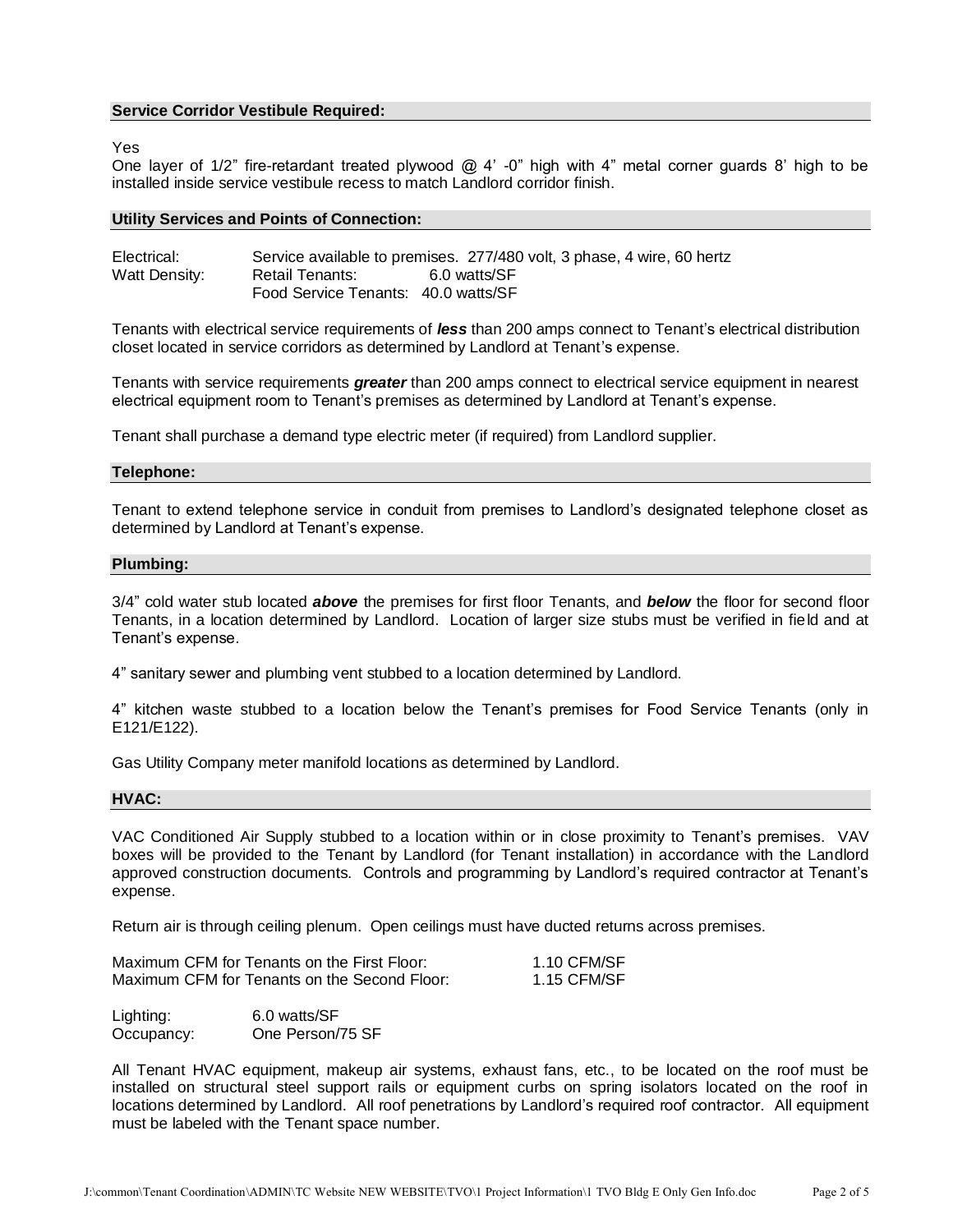## Service Corridor Vestibule Required:

Yes

One layer of 1/2" fire-retardant treated plywood @ 4' -0" high with 4" metal corner guards 8' high to be installed inside service vestibule recess to match Landlord corridor finish.

## Utility Services and Points of Connection:

| | | |
|---|---|---|
| Electrical: | Service available to premises. 277/480 volt, 3 phase, 4 wire, 60 hertz | |
| Watt Density: | Retail Tenants: | 6.0 watts/SF |
| | Food Service Tenants: | 40.0 watts/SF |

Tenants with electrical service requirements of ***less*** than 200 amps connect to Tenant's electrical distribution closet located in service corridors as determined by Landlord at Tenant's expense.

Tenants with service requirements ***greater*** than 200 amps connect to electrical service equipment in nearest electrical equipment room to Tenant's premises as determined by Landlord at Tenant's expense.

Tenant shall purchase a demand type electric meter (if required) from Landlord supplier.

## Telephone:

Tenant to extend telephone service in conduit from premises to Landlord's designated telephone closet as determined by Landlord at Tenant's expense.

## Plumbing:

3/4" cold water stub located ***above*** the premises for first floor Tenants, and ***below*** the floor for second floor Tenants, in a location determined by Landlord. Location of larger size stubs must be verified in field and at Tenant's expense.

4" sanitary sewer and plumbing vent stubbed to a location determined by Landlord.

4" kitchen waste stubbed to a location below the Tenant's premises for Food Service Tenants (only in E121/E122).

Gas Utility Company meter manifold locations as determined by Landlord.

## HVAC:

VAC Conditioned Air Supply stubbed to a location within or in close proximity to Tenant's premises. VAV boxes will be provided to the Tenant by Landlord (for Tenant installation) in accordance with the Landlord approved construction documents. Controls and programming by Landlord's required contractor at Tenant's expense.

Return air is through ceiling plenum. Open ceilings must have ducted returns across premises.

| | |
|---|---|
| Maximum CFM for Tenants on the First Floor: | 1.10 CFM/SF |
| Maximum CFM for Tenants on the Second Floor: | 1.15 CFM/SF |

| | |
|---|---|
| Lighting: | 6.0 watts/SF |
| Occupancy: | One Person/75 SF |

All Tenant HVAC equipment, makeup air systems, exhaust fans, etc., to be located on the roof must be installed on structural steel support rails or equipment curbs on spring isolators located on the roof in locations determined by Landlord. All roof penetrations by Landlord's required roof contractor. All equipment must be labeled with the Tenant space number.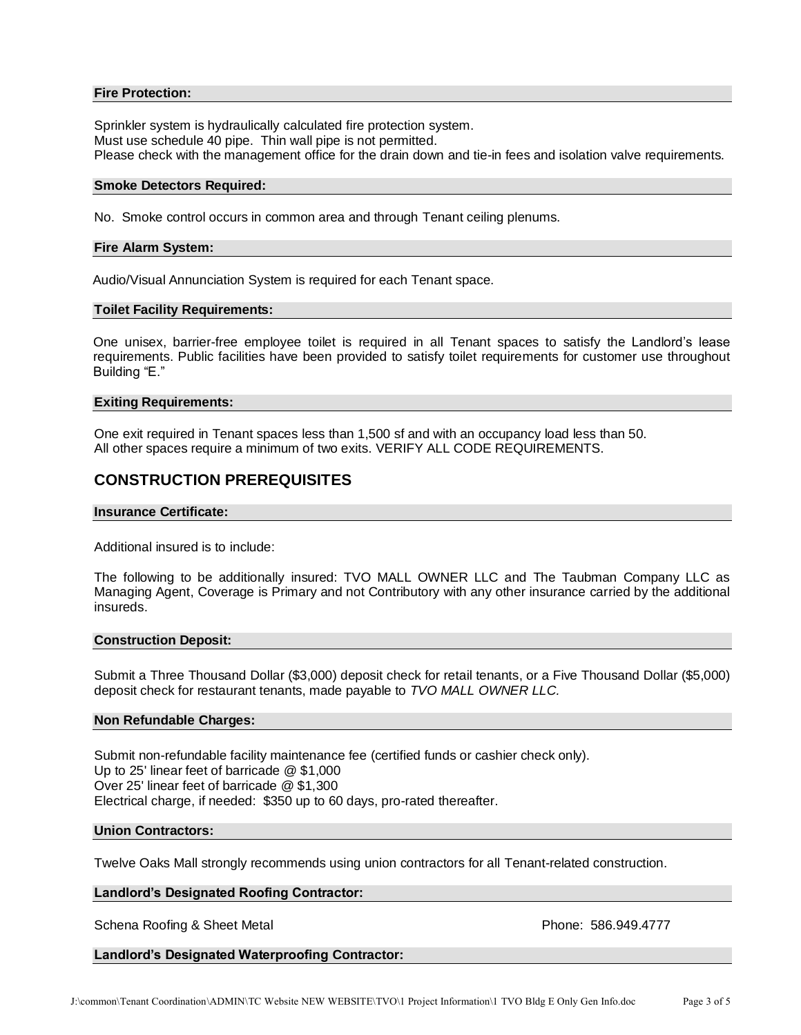**Fire Protection:**

Sprinkler system is hydraulically calculated fire protection system.
Must use schedule 40 pipe. Thin wall pipe is not permitted.
Please check with the management office for the drain down and tie-in fees and isolation valve requirements.

**Smoke Detectors Required:**

No. Smoke control occurs in common area and through Tenant ceiling plenums.

**Fire Alarm System:**

Audio/Visual Annunciation System is required for each Tenant space.

**Toilet Facility Requirements:**

One unisex, barrier-free employee toilet is required in all Tenant spaces to satisfy the Landlord's lease requirements. Public facilities have been provided to satisfy toilet requirements for customer use throughout Building "E."

**Exiting Requirements:**

One exit required in Tenant spaces less than 1,500 sf and with an occupancy load less than 50.
All other spaces require a minimum of two exits. VERIFY ALL CODE REQUIREMENTS.

## CONSTRUCTION PREREQUISITES

**Insurance Certificate:**

Additional insured is to include:

The following to be additionally insured: TVO MALL OWNER LLC and The Taubman Company LLC as Managing Agent, Coverage is Primary and not Contributory with any other insurance carried by the additional insureds.

**Construction Deposit:**

Submit a Three Thousand Dollar ($3,000) deposit check for retail tenants, or a Five Thousand Dollar ($5,000) deposit check for restaurant tenants, made payable to *TVO MALL OWNER LLC.*

**Non Refundable Charges:**

Submit non-refundable facility maintenance fee (certified funds or cashier check only).
Up to 25' linear feet of barricade @ $1,000
Over 25' linear feet of barricade @ $1,300
Electrical charge, if needed: $350 up to 60 days, pro-rated thereafter.

**Union Contractors:**

Twelve Oaks Mall strongly recommends using union contractors for all Tenant-related construction.

**Landlord's Designated Roofing Contractor:**

Schena Roofing & Sheet Metal Phone: 586.949.4777

**Landlord's Designated Waterproofing Contractor:**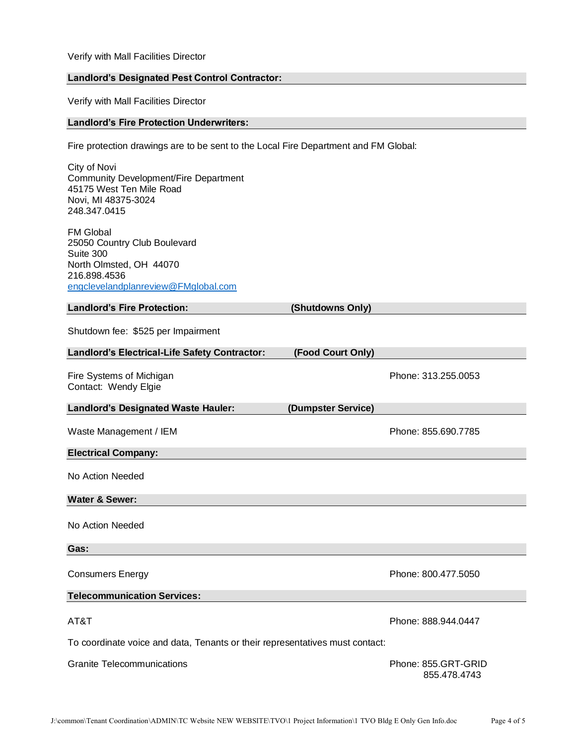Verify with Mall Facilities Director

**Landlord's Designated Pest Control Contractor:**

Verify with Mall Facilities Director

**Landlord's Fire Protection Underwriters:**

Fire protection drawings are to be sent to the Local Fire Department and FM Global:

City of Novi
Community Development/Fire Department
45175 West Ten Mile Road
Novi, MI 48375-3024
248.347.0415

FM Global
25050 Country Club Boulevard
Suite 300
North Olmsted, OH 44070
216.898.4536
engclevelandplanreview@FMglobal.com

**Landlord's Fire Protection: (Shutdowns Only)**

Shutdown fee: $525 per Impairment

**Landlord's Electrical-Life Safety Contractor: (Food Court Only)**

Fire Systems of Michigan — Phone: 313.255.0053
Contact: Wendy Elgie

**Landlord's Designated Waste Hauler: (Dumpster Service)**

Waste Management / IEM — Phone: 855.690.7785

**Electrical Company:**

No Action Needed

**Water & Sewer:**

No Action Needed

**Gas:**

Consumers Energy — Phone: 800.477.5050

**Telecommunication Services:**

AT&T — Phone: 888.944.0447

To coordinate voice and data, Tenants or their representatives must contact:

Granite Telecommunications — Phone: 855.GRT-GRID
855.478.4743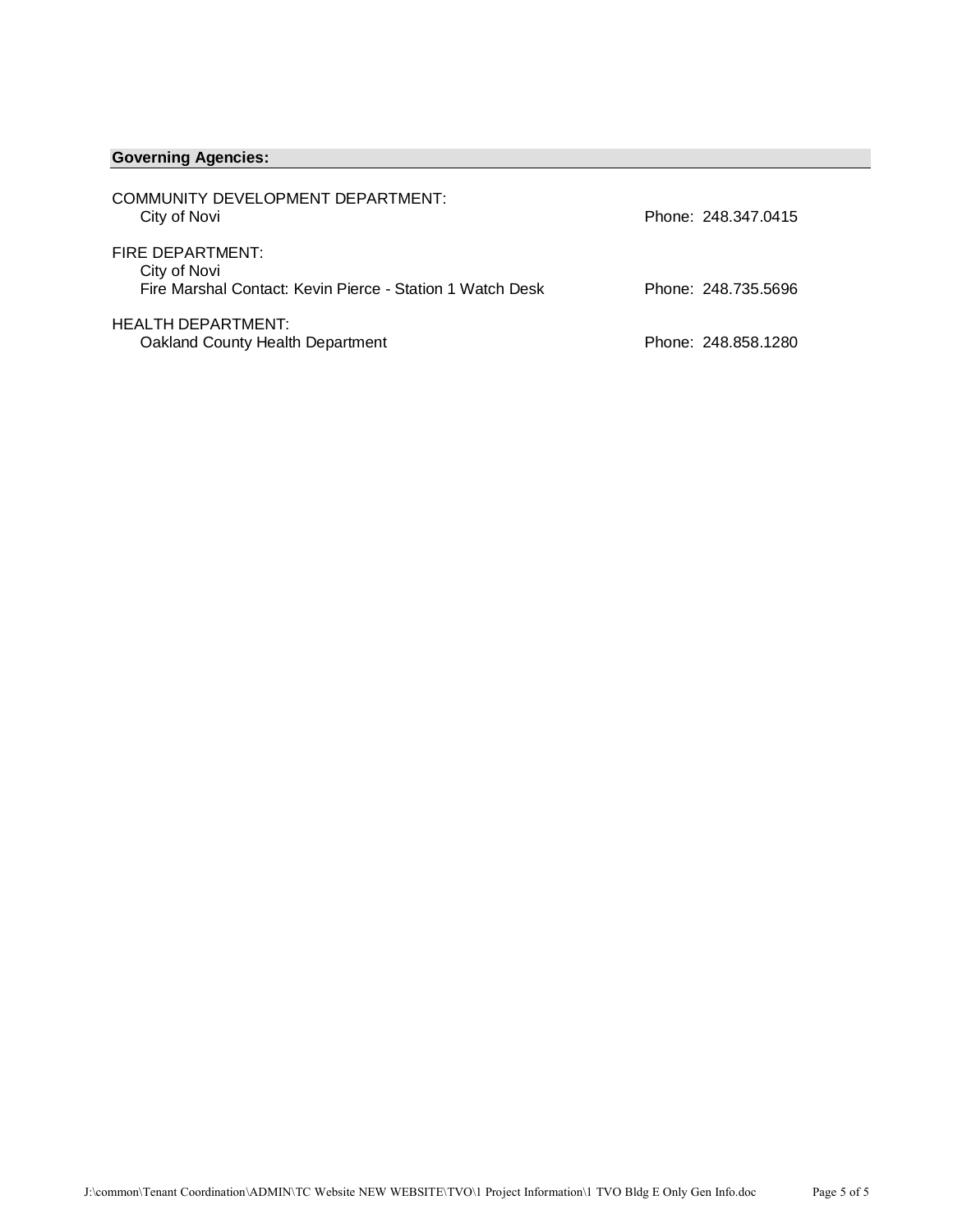## Governing Agencies:

COMMUNITY DEVELOPMENT DEPARTMENT:
City of Novi — Phone: 248.347.0415

FIRE DEPARTMENT:
City of Novi
Fire Marshal Contact: Kevin Pierce - Station 1 Watch Desk — Phone: 248.735.5696

HEALTH DEPARTMENT:
Oakland County Health Department — Phone: 248.858.1280